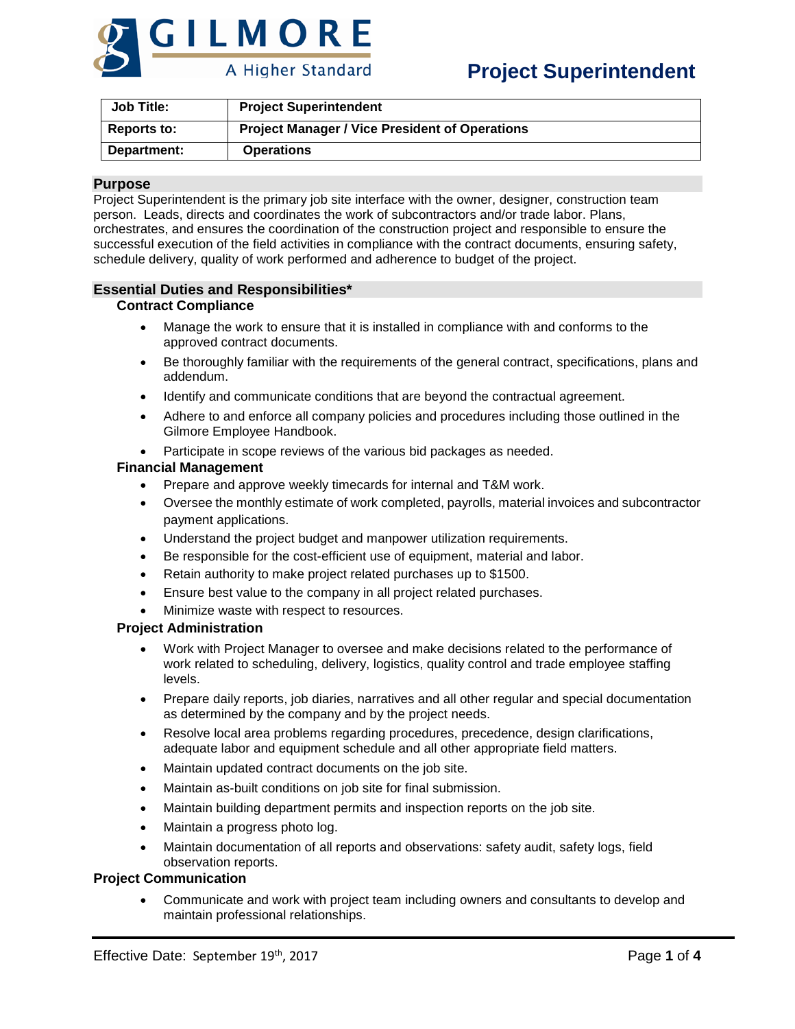GILMORE
A Higher Standard

# Project Superintendent

| Job Title: | Project Superintendent |
|---|---|
| Reports to: | Project Manager / Vice President of Operations |
| Department: | Operations |

## Purpose

Project Superintendent is the primary job site interface with the owner, designer, construction team person. Leads, directs and coordinates the work of subcontractors and/or trade labor. Plans, orchestrates, and ensures the coordination of the construction project and responsible to ensure the successful execution of the field activities in compliance with the contract documents, ensuring safety, schedule delivery, quality of work performed and adherence to budget of the project.

## Essential Duties and Responsibilities*

### Contract Compliance

- Manage the work to ensure that it is installed in compliance with and conforms to the approved contract documents.
- Be thoroughly familiar with the requirements of the general contract, specifications, plans and addendum.
- Identify and communicate conditions that are beyond the contractual agreement.
- Adhere to and enforce all company policies and procedures including those outlined in the Gilmore Employee Handbook.
- Participate in scope reviews of the various bid packages as needed.

### Financial Management

- Prepare and approve weekly timecards for internal and T&M work.
- Oversee the monthly estimate of work completed, payrolls, material invoices and subcontractor payment applications.
- Understand the project budget and manpower utilization requirements.
- Be responsible for the cost-efficient use of equipment, material and labor.
- Retain authority to make project related purchases up to $1500.
- Ensure best value to the company in all project related purchases.
- Minimize waste with respect to resources.

### Project Administration

- Work with Project Manager to oversee and make decisions related to the performance of work related to scheduling, delivery, logistics, quality control and trade employee staffing levels.
- Prepare daily reports, job diaries, narratives and all other regular and special documentation as determined by the company and by the project needs.
- Resolve local area problems regarding procedures, precedence, design clarifications, adequate labor and equipment schedule and all other appropriate field matters.
- Maintain updated contract documents on the job site.
- Maintain as-built conditions on job site for final submission.
- Maintain building department permits and inspection reports on the job site.
- Maintain a progress photo log.
- Maintain documentation of all reports and observations: safety audit, safety logs, field observation reports.

### Project Communication

- Communicate and work with project team including owners and consultants to develop and maintain professional relationships.

Effective Date: September 19th, 2017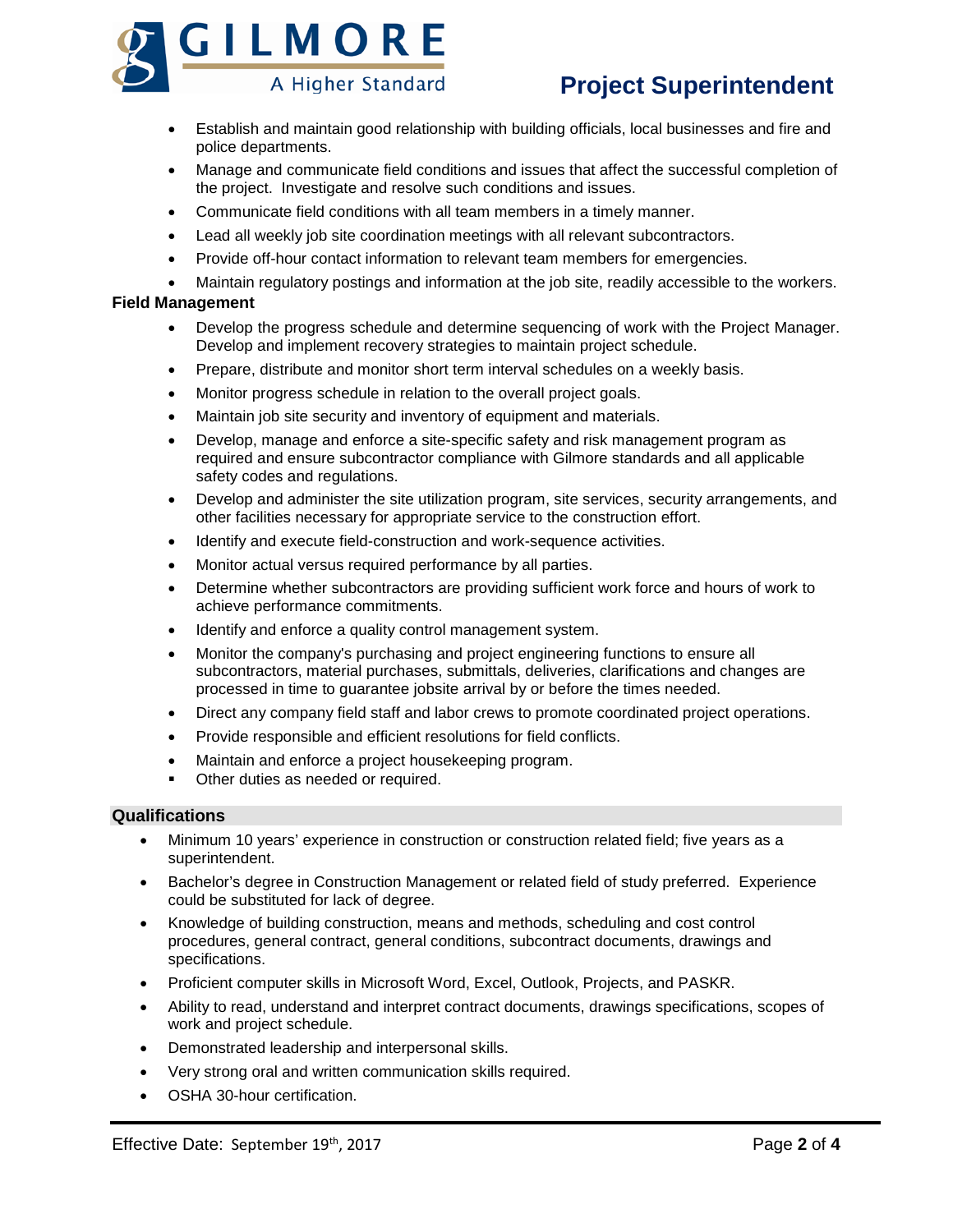- Establish and maintain good relationship with building officials, local businesses and fire and police departments.
- Manage and communicate field conditions and issues that affect the successful completion of the project. Investigate and resolve such conditions and issues.
- Communicate field conditions with all team members in a timely manner.
- Lead all weekly job site coordination meetings with all relevant subcontractors.
- Provide off-hour contact information to relevant team members for emergencies.
- Maintain regulatory postings and information at the job site, readily accessible to the workers.

**Field Management**

- Develop the progress schedule and determine sequencing of work with the Project Manager. Develop and implement recovery strategies to maintain project schedule.
- Prepare, distribute and monitor short term interval schedules on a weekly basis.
- Monitor progress schedule in relation to the overall project goals.
- Maintain job site security and inventory of equipment and materials.
- Develop, manage and enforce a site-specific safety and risk management program as required and ensure subcontractor compliance with Gilmore standards and all applicable safety codes and regulations.
- Develop and administer the site utilization program, site services, security arrangements, and other facilities necessary for appropriate service to the construction effort.
- Identify and execute field-construction and work-sequence activities.
- Monitor actual versus required performance by all parties.
- Determine whether subcontractors are providing sufficient work force and hours of work to achieve performance commitments.
- Identify and enforce a quality control management system.
- Monitor the company's purchasing and project engineering functions to ensure all subcontractors, material purchases, submittals, deliveries, clarifications and changes are processed in time to guarantee jobsite arrival by or before the times needed.
- Direct any company field staff and labor crews to promote coordinated project operations.
- Provide responsible and efficient resolutions for field conflicts.
- Maintain and enforce a project housekeeping program.
- Other duties as needed or required.

## Qualifications

- Minimum 10 years' experience in construction or construction related field; five years as a superintendent.
- Bachelor's degree in Construction Management or related field of study preferred. Experience could be substituted for lack of degree.
- Knowledge of building construction, means and methods, scheduling and cost control procedures, general contract, general conditions, subcontract documents, drawings and specifications.
- Proficient computer skills in Microsoft Word, Excel, Outlook, Projects, and PASKR.
- Ability to read, understand and interpret contract documents, drawings specifications, scopes of work and project schedule.
- Demonstrated leadership and interpersonal skills.
- Very strong oral and written communication skills required.
- OSHA 30-hour certification.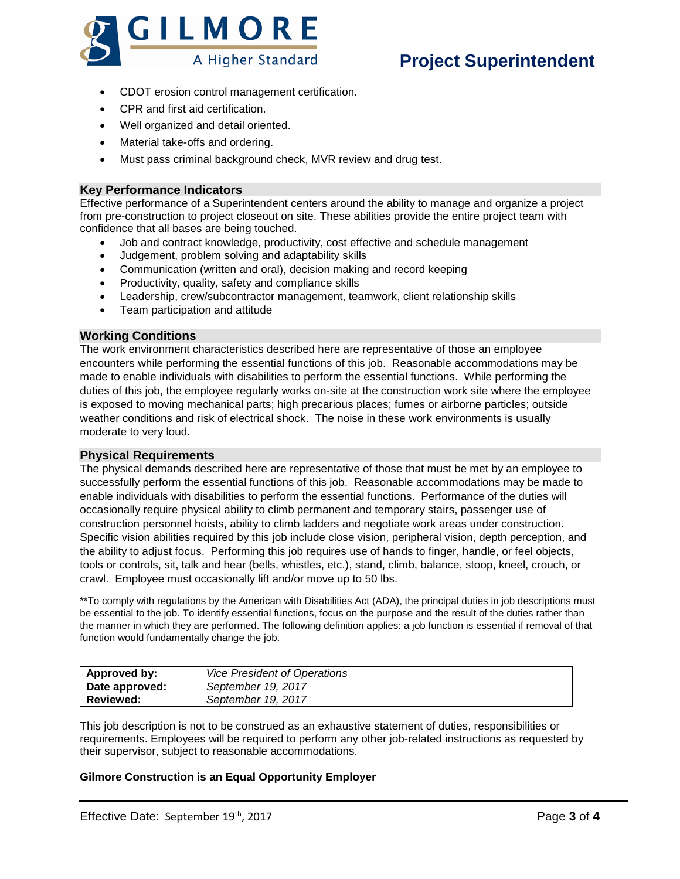- CDOT erosion control management certification.
- CPR and first aid certification.
- Well organized and detail oriented.
- Material take-offs and ordering.
- Must pass criminal background check, MVR review and drug test.

## Key Performance Indicators

Effective performance of a Superintendent centers around the ability to manage and organize a project from pre-construction to project closeout on site. These abilities provide the entire project team with confidence that all bases are being touched.

- Job and contract knowledge, productivity, cost effective and schedule management
- Judgement, problem solving and adaptability skills
- Communication (written and oral), decision making and record keeping
- Productivity, quality, safety and compliance skills
- Leadership, crew/subcontractor management, teamwork, client relationship skills
- Team participation and attitude

## Working Conditions

The work environment characteristics described here are representative of those an employee encounters while performing the essential functions of this job. Reasonable accommodations may be made to enable individuals with disabilities to perform the essential functions. While performing the duties of this job, the employee regularly works on-site at the construction work site where the employee is exposed to moving mechanical parts; high precarious places; fumes or airborne particles; outside weather conditions and risk of electrical shock. The noise in these work environments is usually moderate to very loud.

## Physical Requirements

The physical demands described here are representative of those that must be met by an employee to successfully perform the essential functions of this job. Reasonable accommodations may be made to enable individuals with disabilities to perform the essential functions. Performance of the duties will occasionally require physical ability to climb permanent and temporary stairs, passenger use of construction personnel hoists, ability to climb ladders and negotiate work areas under construction. Specific vision abilities required by this job include close vision, peripheral vision, depth perception, and the ability to adjust focus. Performing this job requires use of hands to finger, handle, or feel objects, tools or controls, sit, talk and hear (bells, whistles, etc.), stand, climb, balance, stoop, kneel, crouch, or crawl. Employee must occasionally lift and/or move up to 50 lbs.

**To comply with regulations by the American with Disabilities Act (ADA), the principal duties in job descriptions must be essential to the job. To identify essential functions, focus on the purpose and the result of the duties rather than the manner in which they are performed. The following definition applies: a job function is essential if removal of that function would fundamentally change the job.

| **Approved by:** | *Vice President of Operations* |
|---|---|
| **Date approved:** | *September 19, 2017* |
| **Reviewed:** | *September 19, 2017* |

This job description is not to be construed as an exhaustive statement of duties, responsibilities or requirements. Employees will be required to perform any other job-related instructions as requested by their supervisor, subject to reasonable accommodations.

**Gilmore Construction is an Equal Opportunity Employer**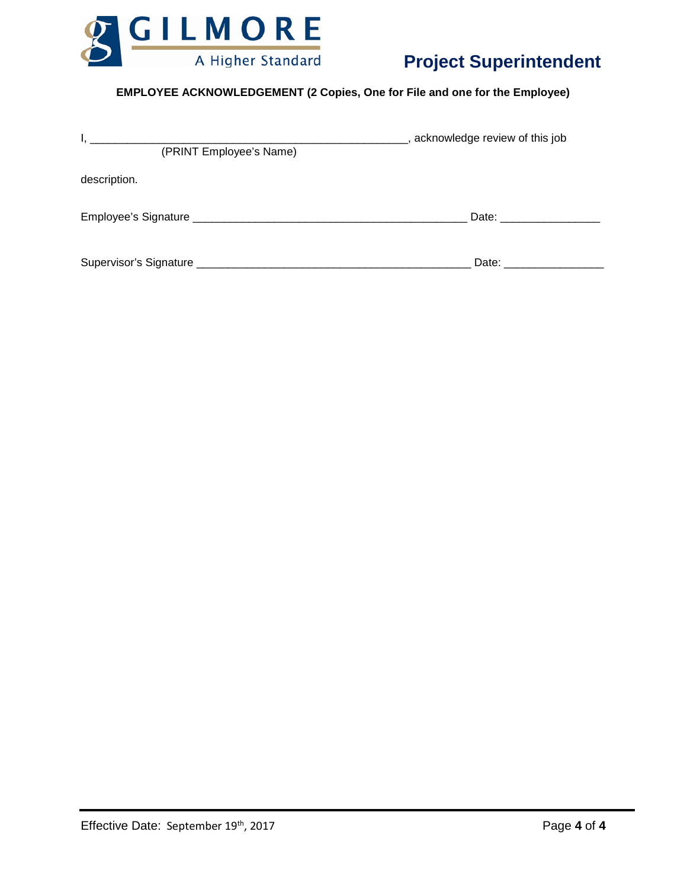**EMPLOYEE ACKNOWLEDGEMENT (2 Copies, One for File and one for the Employee)**

I, ________________________________________________, acknowledge review of this job
(PRINT Employee's Name)

description.

Employee's Signature ____________________________________________ Date: _______________

Supervisor's Signature ____________________________________________ Date: _______________